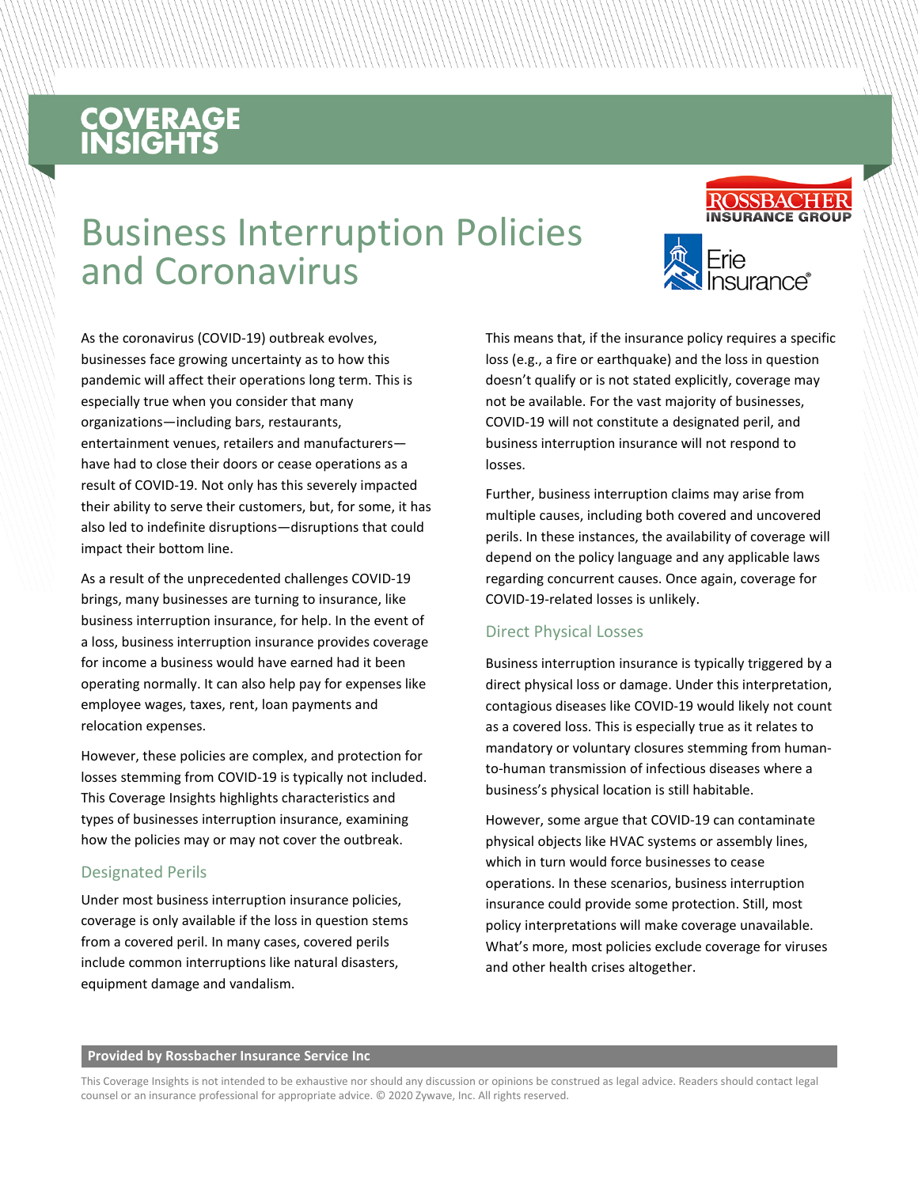COVERAGE INSIGHTS

# Business Interruption Policies and Coronavirus

As the coronavirus (COVID-19) outbreak evolves, businesses face growing uncertainty as to how this pandemic will affect their operations long term. This is especially true when you consider that many organizations—including bars, restaurants, entertainment venues, retailers and manufacturers—have had to close their doors or cease operations as a result of COVID-19. Not only has this severely impacted their ability to serve their customers, but, for some, it has also led to indefinite disruptions—disruptions that could impact their bottom line.

As a result of the unprecedented challenges COVID-19 brings, many businesses are turning to insurance, like business interruption insurance, for help. In the event of a loss, business interruption insurance provides coverage for income a business would have earned had it been operating normally. It can also help pay for expenses like employee wages, taxes, rent, loan payments and relocation expenses.

However, these policies are complex, and protection for losses stemming from COVID-19 is typically not included. This Coverage Insights highlights characteristics and types of businesses interruption insurance, examining how the policies may or may not cover the outbreak.

## Designated Perils

Under most business interruption insurance policies, coverage is only available if the loss in question stems from a covered peril. In many cases, covered perils include common interruptions like natural disasters, equipment damage and vandalism.

This means that, if the insurance policy requires a specific loss (e.g., a fire or earthquake) and the loss in question doesn't qualify or is not stated explicitly, coverage may not be available. For the vast majority of businesses, COVID-19 will not constitute a designated peril, and business interruption insurance will not respond to losses.

Further, business interruption claims may arise from multiple causes, including both covered and uncovered perils. In these instances, the availability of coverage will depend on the policy language and any applicable laws regarding concurrent causes. Once again, coverage for COVID-19-related losses is unlikely.

## Direct Physical Losses

Business interruption insurance is typically triggered by a direct physical loss or damage. Under this interpretation, contagious diseases like COVID-19 would likely not count as a covered loss. This is especially true as it relates to mandatory or voluntary closures stemming from human-to-human transmission of infectious diseases where a business's physical location is still habitable.

However, some argue that COVID-19 can contaminate physical objects like HVAC systems or assembly lines, which in turn would force businesses to cease operations. In these scenarios, business interruption insurance could provide some protection. Still, most policy interpretations will make coverage unavailable. What's more, most policies exclude coverage for viruses and other health crises altogether.

**Provided by Rossbacher Insurance Service Inc**

This Coverage Insights is not intended to be exhaustive nor should any discussion or opinions be construed as legal advice. Readers should contact legal counsel or an insurance professional for appropriate advice. © 2020 Zywave, Inc. All rights reserved.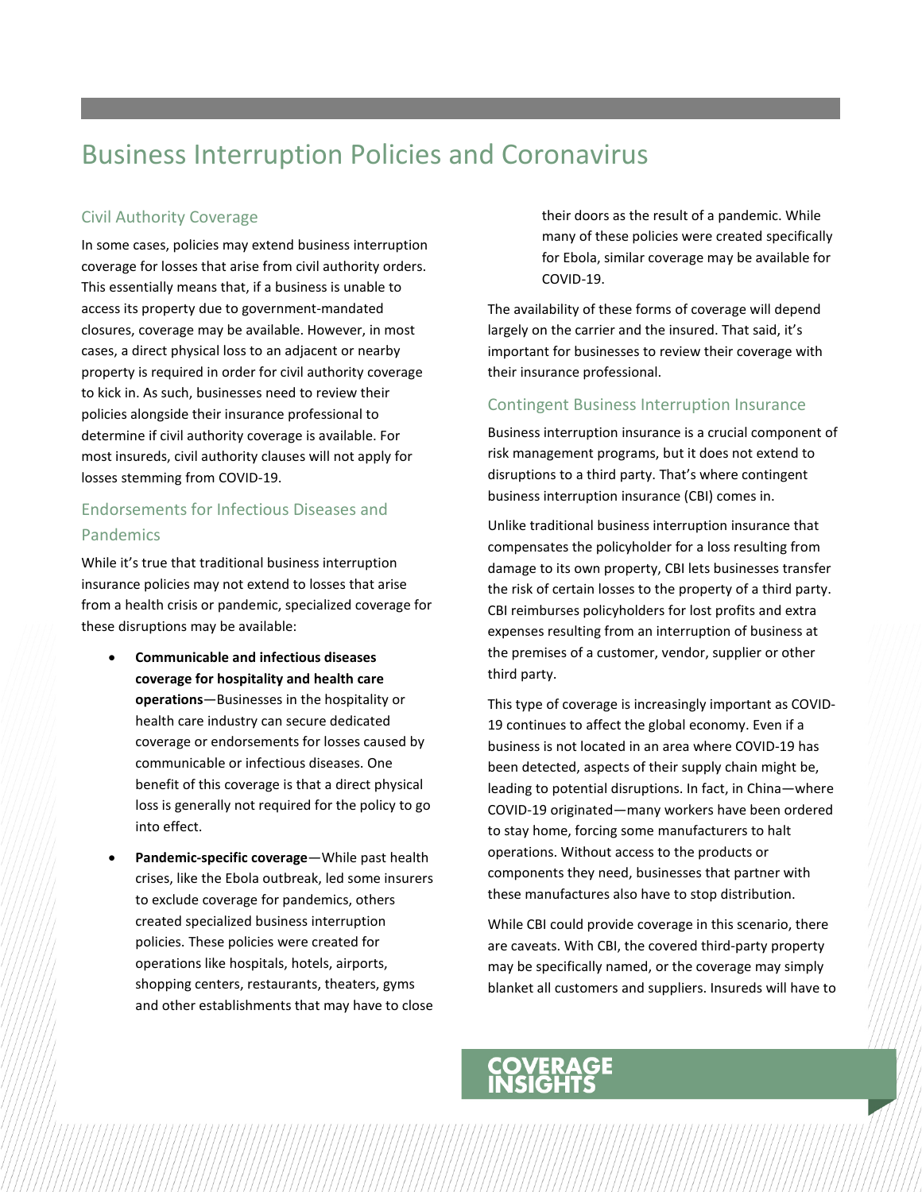# Business Interruption Policies and Coronavirus

## Civil Authority Coverage

In some cases, policies may extend business interruption coverage for losses that arise from civil authority orders. This essentially means that, if a business is unable to access its property due to government-mandated closures, coverage may be available. However, in most cases, a direct physical loss to an adjacent or nearby property is required in order for civil authority coverage to kick in. As such, businesses need to review their policies alongside their insurance professional to determine if civil authority coverage is available. For most insureds, civil authority clauses will not apply for losses stemming from COVID-19.

## Endorsements for Infectious Diseases and Pandemics

While it's true that traditional business interruption insurance policies may not extend to losses that arise from a health crisis or pandemic, specialized coverage for these disruptions may be available:

- **Communicable and infectious diseases coverage for hospitality and health care operations**—Businesses in the hospitality or health care industry can secure dedicated coverage or endorsements for losses caused by communicable or infectious diseases. One benefit of this coverage is that a direct physical loss is generally not required for the policy to go into effect.
- **Pandemic-specific coverage**—While past health crises, like the Ebola outbreak, led some insurers to exclude coverage for pandemics, others created specialized business interruption policies. These policies were created for operations like hospitals, hotels, airports, shopping centers, restaurants, theaters, gyms and other establishments that may have to close their doors as the result of a pandemic. While many of these policies were created specifically for Ebola, similar coverage may be available for COVID-19.

The availability of these forms of coverage will depend largely on the carrier and the insured. That said, it's important for businesses to review their coverage with their insurance professional.

## Contingent Business Interruption Insurance

Business interruption insurance is a crucial component of risk management programs, but it does not extend to disruptions to a third party. That's where contingent business interruption insurance (CBI) comes in.

Unlike traditional business interruption insurance that compensates the policyholder for a loss resulting from damage to its own property, CBI lets businesses transfer the risk of certain losses to the property of a third party. CBI reimburses policyholders for lost profits and extra expenses resulting from an interruption of business at the premises of a customer, vendor, supplier or other third party.

This type of coverage is increasingly important as COVID-19 continues to affect the global economy. Even if a business is not located in an area where COVID-19 has been detected, aspects of their supply chain might be, leading to potential disruptions. In fact, in China—where COVID-19 originated—many workers have been ordered to stay home, forcing some manufacturers to halt operations. Without access to the products or components they need, businesses that partner with these manufactures also have to stop distribution.

While CBI could provide coverage in this scenario, there are caveats. With CBI, the covered third-party property may be specifically named, or the coverage may simply blanket all customers and suppliers. Insureds will have to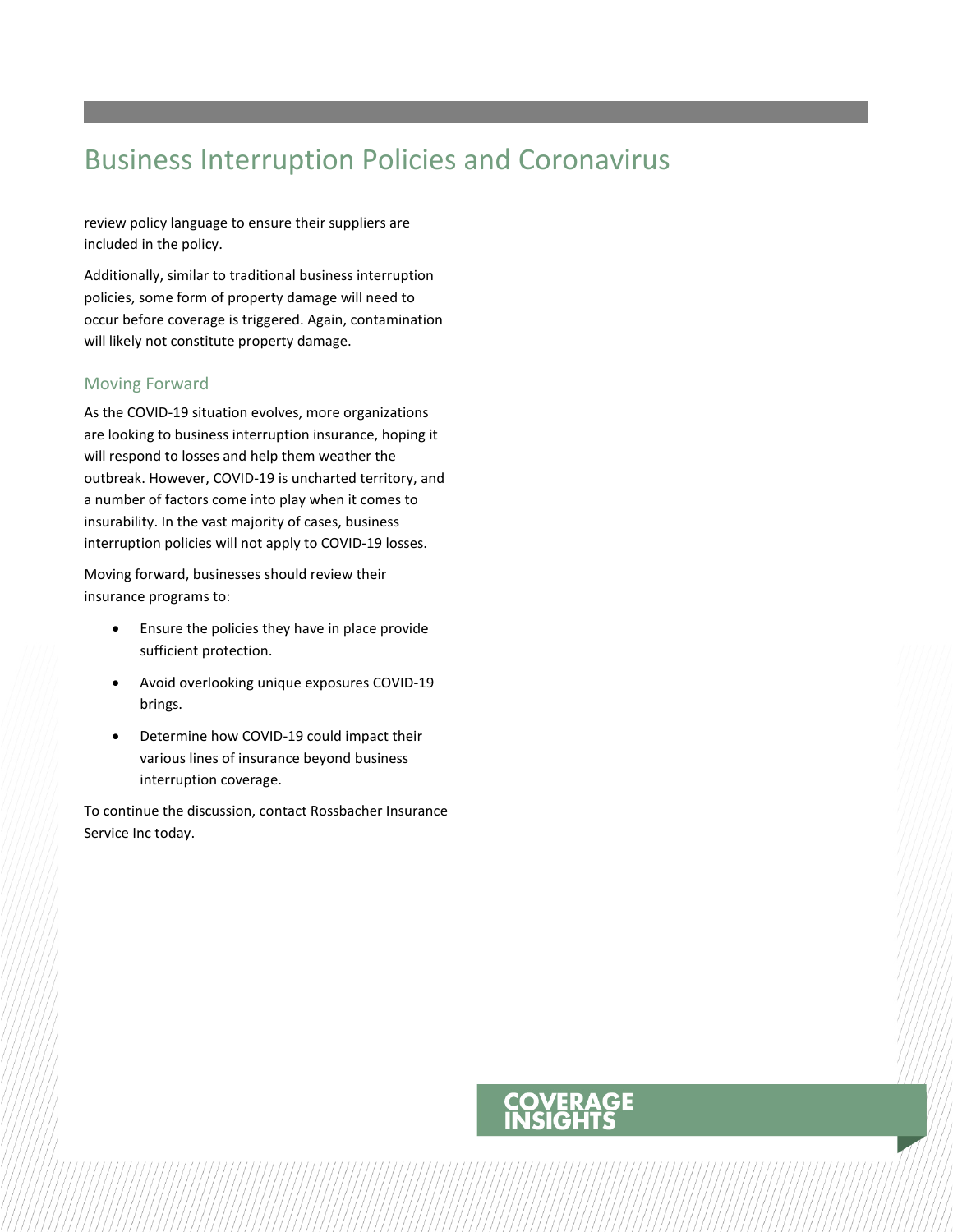review policy language to ensure their suppliers are included in the policy.

Additionally, similar to traditional business interruption policies, some form of property damage will need to occur before coverage is triggered. Again, contamination will likely not constitute property damage.

## Moving Forward

As the COVID-19 situation evolves, more organizations are looking to business interruption insurance, hoping it will respond to losses and help them weather the outbreak. However, COVID-19 is uncharted territory, and a number of factors come into play when it comes to insurability. In the vast majority of cases, business interruption policies will not apply to COVID-19 losses.

Moving forward, businesses should review their insurance programs to:

- Ensure the policies they have in place provide sufficient protection.
- Avoid overlooking unique exposures COVID-19 brings.
- Determine how COVID-19 could impact their various lines of insurance beyond business interruption coverage.

To continue the discussion, contact Rossbacher Insurance Service Inc today.